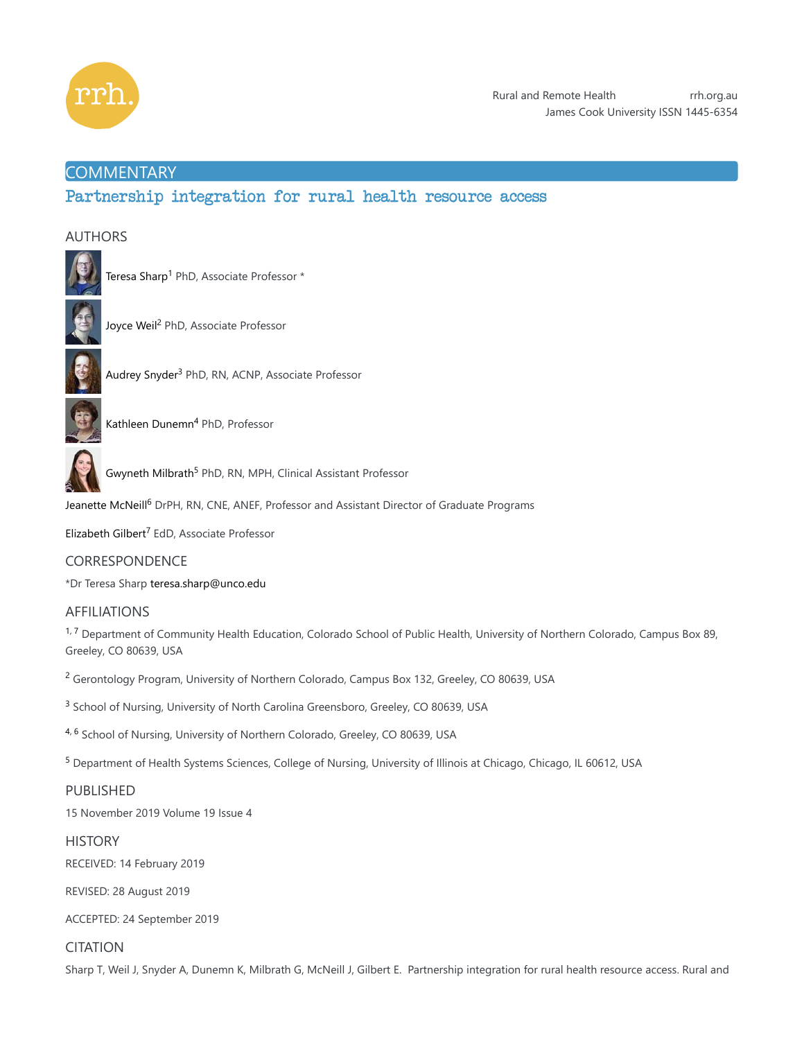Rural and Remote Health rrh.org.au
James Cook University ISSN 1445-6354

COMMENTARY

# Partnership integration for rural health resource access

## AUTHORS

Teresa Sharp[1] PhD, Associate Professor *

Joyce Weil[2] PhD, Associate Professor

Audrey Snyder[3] PhD, RN, ACNP, Associate Professor

Kathleen Dunemn[4] PhD, Professor

Gwyneth Milbrath[5] PhD, RN, MPH, Clinical Assistant Professor

Jeanette McNeill[6] DrPH, RN, CNE, ANEF, Professor and Assistant Director of Graduate Programs

Elizabeth Gilbert[7] EdD, Associate Professor

## CORRESPONDENCE

*Dr Teresa Sharp teresa.sharp@unco.edu

## AFFILIATIONS

[1, 7] Department of Community Health Education, Colorado School of Public Health, University of Northern Colorado, Campus Box 89, Greeley, CO 80639, USA

[2] Gerontology Program, University of Northern Colorado, Campus Box 132, Greeley, CO 80639, USA

[3] School of Nursing, University of North Carolina Greensboro, Greeley, CO 80639, USA

[4, 6] School of Nursing, University of Northern Colorado, Greeley, CO 80639, USA

[5] Department of Health Systems Sciences, College of Nursing, University of Illinois at Chicago, Chicago, IL 60612, USA

## PUBLISHED

15 November 2019 Volume 19 Issue 4

## HISTORY

RECEIVED: 14 February 2019

REVISED: 28 August 2019

ACCEPTED: 24 September 2019

## CITATION

Sharp T, Weil J, Snyder A, Dunemn K, Milbrath G, McNeill J, Gilbert E. Partnership integration for rural health resource access. Rural and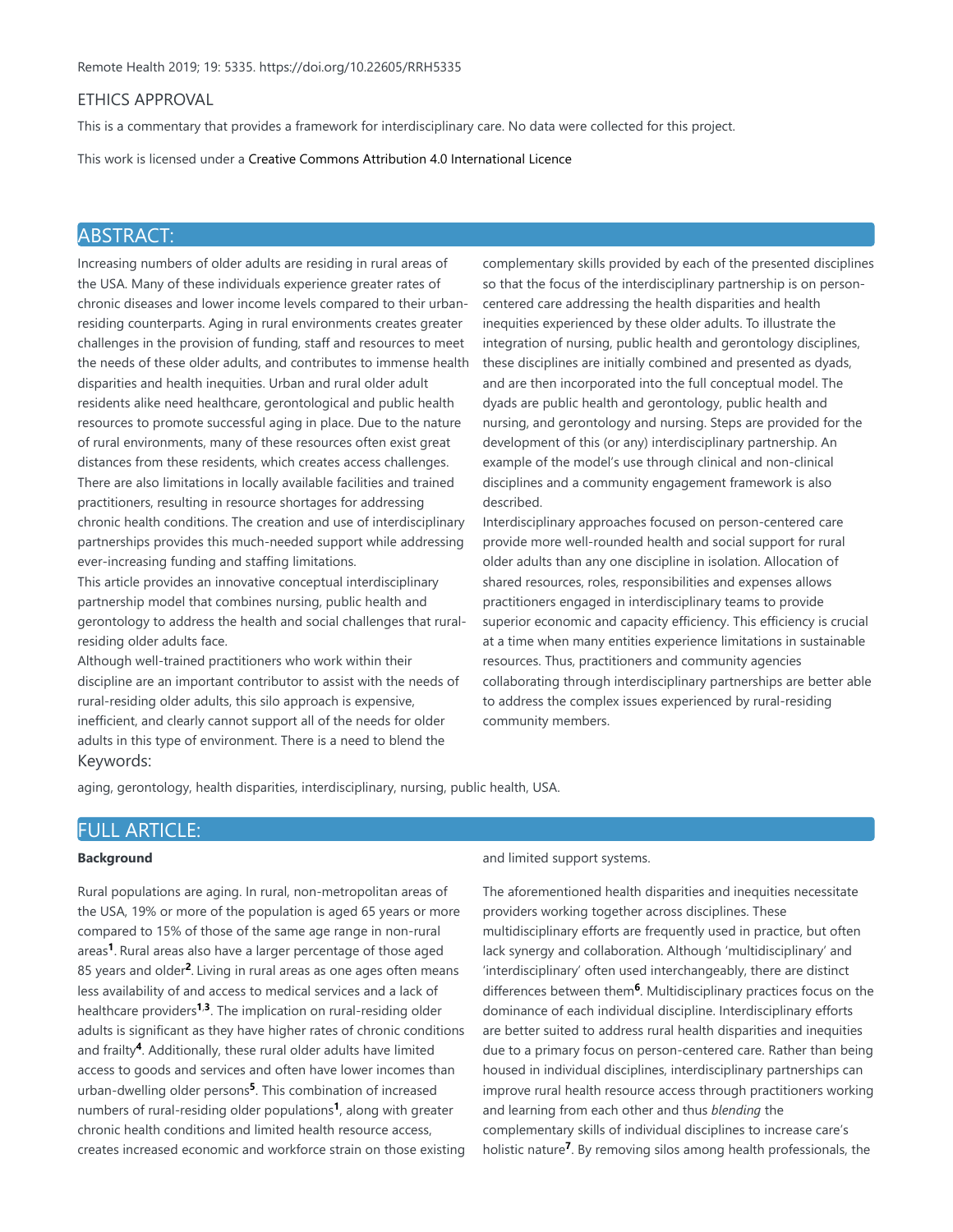Remote Health 2019; 19: 5335. https://doi.org/10.22605/RRH5335

ETHICS APPROVAL

This is a commentary that provides a framework for interdisciplinary care. No data were collected for this project.

This work is licensed under a Creative Commons Attribution 4.0 International Licence

## ABSTRACT:

Increasing numbers of older adults are residing in rural areas of the USA. Many of these individuals experience greater rates of chronic diseases and lower income levels compared to their urban-residing counterparts. Aging in rural environments creates greater challenges in the provision of funding, staff and resources to meet the needs of these older adults, and contributes to immense health disparities and health inequities. Urban and rural older adult residents alike need healthcare, gerontological and public health resources to promote successful aging in place. Due to the nature of rural environments, many of these resources often exist great distances from these residents, which creates access challenges. There are also limitations in locally available facilities and trained practitioners, resulting in resource shortages for addressing chronic health conditions. The creation and use of interdisciplinary partnerships provides this much-needed support while addressing ever-increasing funding and staffing limitations.

This article provides an innovative conceptual interdisciplinary partnership model that combines nursing, public health and gerontology to address the health and social challenges that rural-residing older adults face.

Although well-trained practitioners who work within their discipline are an important contributor to assist with the needs of rural-residing older adults, this silo approach is expensive, inefficient, and clearly cannot support all of the needs for older adults in this type of environment. There is a need to blend the complementary skills provided by each of the presented disciplines so that the focus of the interdisciplinary partnership is on person-centered care addressing the health disparities and health inequities experienced by these older adults. To illustrate the integration of nursing, public health and gerontology disciplines, these disciplines are initially combined and presented as dyads, and are then incorporated into the full conceptual model. The dyads are public health and gerontology, public health and nursing, and gerontology and nursing. Steps are provided for the development of this (or any) interdisciplinary partnership. An example of the model's use through clinical and non-clinical disciplines and a community engagement framework is also described.

Interdisciplinary approaches focused on person-centered care provide more well-rounded health and social support for rural older adults than any one discipline in isolation. Allocation of shared resources, roles, responsibilities and expenses allows practitioners engaged in interdisciplinary teams to provide superior economic and capacity efficiency. This efficiency is crucial at a time when many entities experience limitations in sustainable resources. Thus, practitioners and community agencies collaborating through interdisciplinary partnerships are better able to address the complex issues experienced by rural-residing community members.

Keywords:

aging, gerontology, health disparities, interdisciplinary, nursing, public health, USA.

## FULL ARTICLE:

**Background**

Rural populations are aging. In rural, non-metropolitan areas of the USA, 19% or more of the population is aged 65 years or more compared to 15% of those of the same age range in non-rural areas[1]. Rural areas also have a larger percentage of those aged 85 years and older[2]. Living in rural areas as one ages often means less availability of and access to medical services and a lack of healthcare providers[1,3]. The implication on rural-residing older adults is significant as they have higher rates of chronic conditions and frailty[4]. Additionally, these rural older adults have limited access to goods and services and often have lower incomes than urban-dwelling older persons[5]. This combination of increased numbers of rural-residing older populations[1], along with greater chronic health conditions and limited health resource access, creates increased economic and workforce strain on those existing and limited support systems.

The aforementioned health disparities and inequities necessitate providers working together across disciplines. These multidisciplinary efforts are frequently used in practice, but often lack synergy and collaboration. Although 'multidisciplinary' and 'interdisciplinary' often used interchangeably, there are distinct differences between them[6]. Multidisciplinary practices focus on the dominance of each individual discipline. Interdisciplinary efforts are better suited to address rural health disparities and inequities due to a primary focus on person-centered care. Rather than being housed in individual disciplines, interdisciplinary partnerships can improve rural health resource access through practitioners working and learning from each other and thus *blending* the complementary skills of individual disciplines to increase care's holistic nature[7]. By removing silos among health professionals, the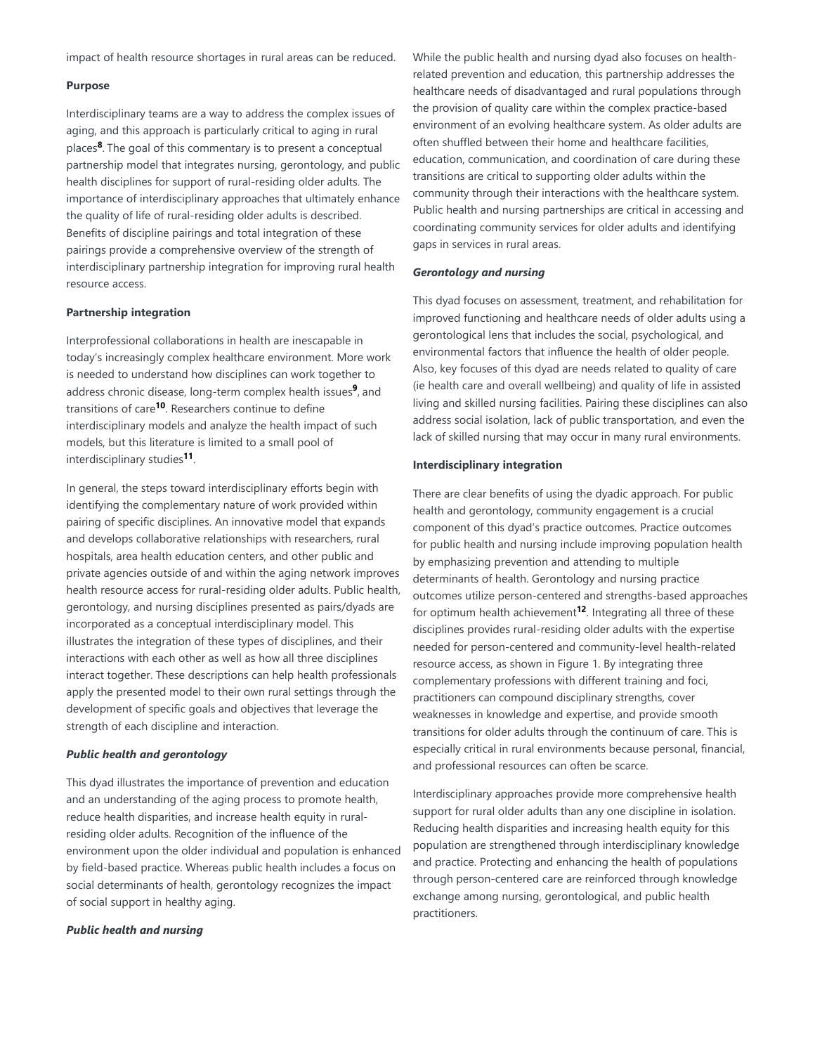impact of health resource shortages in rural areas can be reduced.

**Purpose**

Interdisciplinary teams are a way to address the complex issues of aging, and this approach is particularly critical to aging in rural places[8]. The goal of this commentary is to present a conceptual partnership model that integrates nursing, gerontology, and public health disciplines for support of rural-residing older adults. The importance of interdisciplinary approaches that ultimately enhance the quality of life of rural-residing older adults is described. Benefits of discipline pairings and total integration of these pairings provide a comprehensive overview of the strength of interdisciplinary partnership integration for improving rural health resource access.

**Partnership integration**

Interprofessional collaborations in health are inescapable in today's increasingly complex healthcare environment. More work is needed to understand how disciplines can work together to address chronic disease, long-term complex health issues[9], and transitions of care[10]. Researchers continue to define interdisciplinary models and analyze the health impact of such models, but this literature is limited to a small pool of interdisciplinary studies[11].

In general, the steps toward interdisciplinary efforts begin with identifying the complementary nature of work provided within pairing of specific disciplines. An innovative model that expands and develops collaborative relationships with researchers, rural hospitals, area health education centers, and other public and private agencies outside of and within the aging network improves health resource access for rural-residing older adults. Public health, gerontology, and nursing disciplines presented as pairs/dyads are incorporated as a conceptual interdisciplinary model. This illustrates the integration of these types of disciplines, and their interactions with each other as well as how all three disciplines interact together. These descriptions can help health professionals apply the presented model to their own rural settings through the development of specific goals and objectives that leverage the strength of each discipline and interaction.

***Public health and gerontology***

This dyad illustrates the importance of prevention and education and an understanding of the aging process to promote health, reduce health disparities, and increase health equity in rural-residing older adults. Recognition of the influence of the environment upon the older individual and population is enhanced by field-based practice. Whereas public health includes a focus on social determinants of health, gerontology recognizes the impact of social support in healthy aging.

***Public health and nursing***

While the public health and nursing dyad also focuses on health-related prevention and education, this partnership addresses the healthcare needs of disadvantaged and rural populations through the provision of quality care within the complex practice-based environment of an evolving healthcare system. As older adults are often shuffled between their home and healthcare facilities, education, communication, and coordination of care during these transitions are critical to supporting older adults within the community through their interactions with the healthcare system. Public health and nursing partnerships are critical in accessing and coordinating community services for older adults and identifying gaps in services in rural areas.

***Gerontology and nursing***

This dyad focuses on assessment, treatment, and rehabilitation for improved functioning and healthcare needs of older adults using a gerontological lens that includes the social, psychological, and environmental factors that influence the health of older people. Also, key focuses of this dyad are needs related to quality of care (ie health care and overall wellbeing) and quality of life in assisted living and skilled nursing facilities. Pairing these disciplines can also address social isolation, lack of public transportation, and even the lack of skilled nursing that may occur in many rural environments.

**Interdisciplinary integration**

There are clear benefits of using the dyadic approach. For public health and gerontology, community engagement is a crucial component of this dyad's practice outcomes. Practice outcomes for public health and nursing include improving population health by emphasizing prevention and attending to multiple determinants of health. Gerontology and nursing practice outcomes utilize person-centered and strengths-based approaches for optimum health achievement[12]. Integrating all three of these disciplines provides rural-residing older adults with the expertise needed for person-centered and community-level health-related resource access, as shown in Figure 1. By integrating three complementary professions with different training and foci, practitioners can compound disciplinary strengths, cover weaknesses in knowledge and expertise, and provide smooth transitions for older adults through the continuum of care. This is especially critical in rural environments because personal, financial, and professional resources can often be scarce.

Interdisciplinary approaches provide more comprehensive health support for rural older adults than any one discipline in isolation. Reducing health disparities and increasing health equity for this population are strengthened through interdisciplinary knowledge and practice. Protecting and enhancing the health of populations through person-centered care are reinforced through knowledge exchange among nursing, gerontological, and public health practitioners.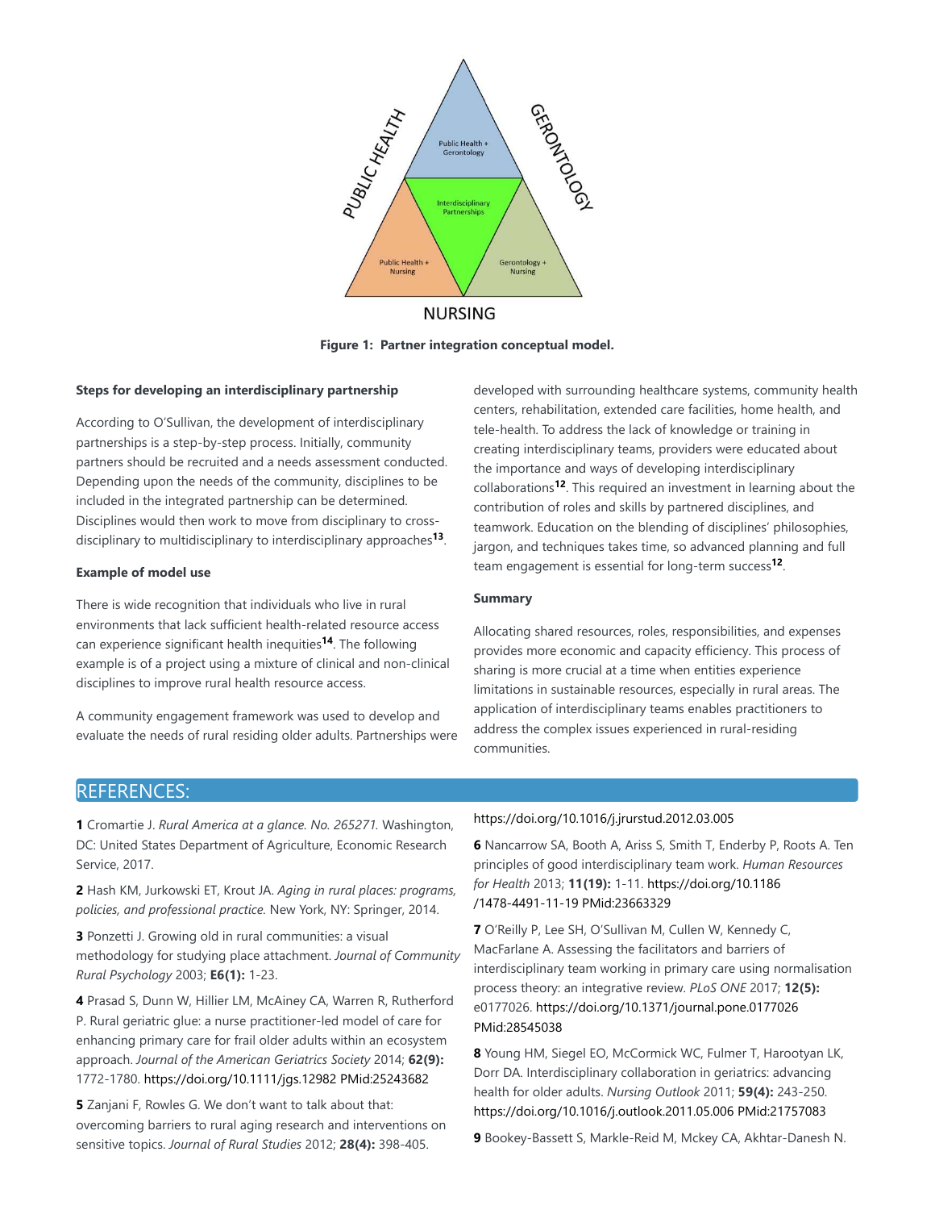PUBLIC HEALTH

GERONTOLOGY

Public Health + Gerontology

Interdisciplinary Partnerships

Public Health + Nursing

Gerontology + Nursing

NURSING

**Figure 1: Partner integration conceptual model.**

### Steps for developing an interdisciplinary partnership

According to O'Sullivan, the development of interdisciplinary partnerships is a step-by-step process. Initially, community partners should be recruited and a needs assessment conducted. Depending upon the needs of the community, disciplines to be included in the integrated partnership can be determined. Disciplines would then work to move from disciplinary to cross-disciplinary to multidisciplinary to interdisciplinary approaches[13].

### Example of model use

There is wide recognition that individuals who live in rural environments that lack sufficient health-related resource access can experience significant health inequities[14]. The following example is of a project using a mixture of clinical and non-clinical disciplines to improve rural health resource access.

A community engagement framework was used to develop and evaluate the needs of rural residing older adults. Partnerships were developed with surrounding healthcare systems, community health centers, rehabilitation, extended care facilities, home health, and tele-health. To address the lack of knowledge or training in creating interdisciplinary teams, providers were educated about the importance and ways of developing interdisciplinary collaborations[12]. This required an investment in learning about the contribution of roles and skills by partnered disciplines, and teamwork. Education on the blending of disciplines' philosophies, jargon, and techniques takes time, so advanced planning and full team engagement is essential for long-term success[12].

### Summary

Allocating shared resources, roles, responsibilities, and expenses provides more economic and capacity efficiency. This process of sharing is more crucial at a time when entities experience limitations in sustainable resources, especially in rural areas. The application of interdisciplinary teams enables practitioners to address the complex issues experienced in rural-residing communities.

## REFERENCES:

**1** Cromartie J. *Rural America at a glance. No. 265271.* Washington, DC: United States Department of Agriculture, Economic Research Service, 2017.

**2** Hash KM, Jurkowski ET, Krout JA. *Aging in rural places: programs, policies, and professional practice.* New York, NY: Springer, 2014.

**3** Ponzetti J. Growing old in rural communities: a visual methodology for studying place attachment. *Journal of Community Rural Psychology* 2003; **E6(1):** 1-23.

**4** Prasad S, Dunn W, Hillier LM, McAiney CA, Warren R, Rutherford P. Rural geriatric glue: a nurse practitioner-led model of care for enhancing primary care for frail older adults within an ecosystem approach. *Journal of the American Geriatrics Society* 2014; **62(9):** 1772-1780. https://doi.org/10.1111/jgs.12982 PMid:25243682

**5** Zanjani F, Rowles G. We don't want to talk about that: overcoming barriers to rural aging research and interventions on sensitive topics. *Journal of Rural Studies* 2012; **28(4):** 398-405. https://doi.org/10.1016/j.jrurstud.2012.03.005

**6** Nancarrow SA, Booth A, Ariss S, Smith T, Enderby P, Roots A. Ten principles of good interdisciplinary team work. *Human Resources for Health* 2013; **11(19):** 1-11. https://doi.org/10.1186/1478-4491-11-19 PMid:23663329

**7** O'Reilly P, Lee SH, O'Sullivan M, Cullen W, Kennedy C, MacFarlane A. Assessing the facilitators and barriers of interdisciplinary team working in primary care using normalisation process theory: an integrative review. *PLoS ONE* 2017; **12(5):** e0177026. https://doi.org/10.1371/journal.pone.0177026 PMid:28545038

**8** Young HM, Siegel EO, McCormick WC, Fulmer T, Harootyan LK, Dorr DA. Interdisciplinary collaboration in geriatrics: advancing health for older adults. *Nursing Outlook* 2011; **59(4):** 243-250. https://doi.org/10.1016/j.outlook.2011.05.006 PMid:21757083

**9** Bookey-Bassett S, Markle-Reid M, Mckey CA, Akhtar-Danesh N.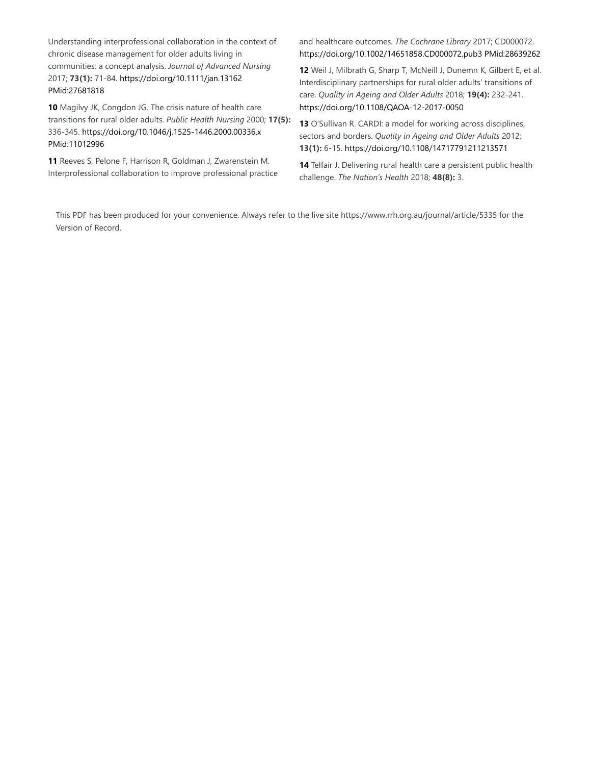Understanding interprofessional collaboration in the context of chronic disease management for older adults living in communities: a concept analysis. *Journal of Advanced Nursing* 2017; **73(1):** 71-84. https://doi.org/10.1111/jan.13162 PMid:27681818

**10** Magilvy JK, Congdon JG. The crisis nature of health care transitions for rural older adults. *Public Health Nursing* 2000; **17(5):** 336-345. https://doi.org/10.1046/j.1525-1446.2000.00336.x PMid:11012996

**11** Reeves S, Pelone F, Harrison R, Goldman J, Zwarenstein M. Interprofessional collaboration to improve professional practice and healthcare outcomes. *The Cochrane Library* 2017; CD000072. https://doi.org/10.1002/14651858.CD000072.pub3 PMid:28639262

**12** Weil J, Milbrath G, Sharp T, McNeill J, Dunemn K, Gilbert E, et al. Interdisciplinary partnerships for rural older adults' transitions of care. *Quality in Ageing and Older Adults* 2018; **19(4):** 232-241. https://doi.org/10.1108/QAOA-12-2017-0050

**13** O'Sullivan R. CARDI: a model for working across disciplines, sectors and borders. *Quality in Ageing and Older Adults* 2012; **13(1):** 6-15. https://doi.org/10.1108/14717791211213571

**14** Telfair J. Delivering rural health care a persistent public health challenge. *The Nation's Health* 2018; **48(8):** 3.

This PDF has been produced for your convenience. Always refer to the live site https://www.rrh.org.au/journal/article/5335 for the Version of Record.